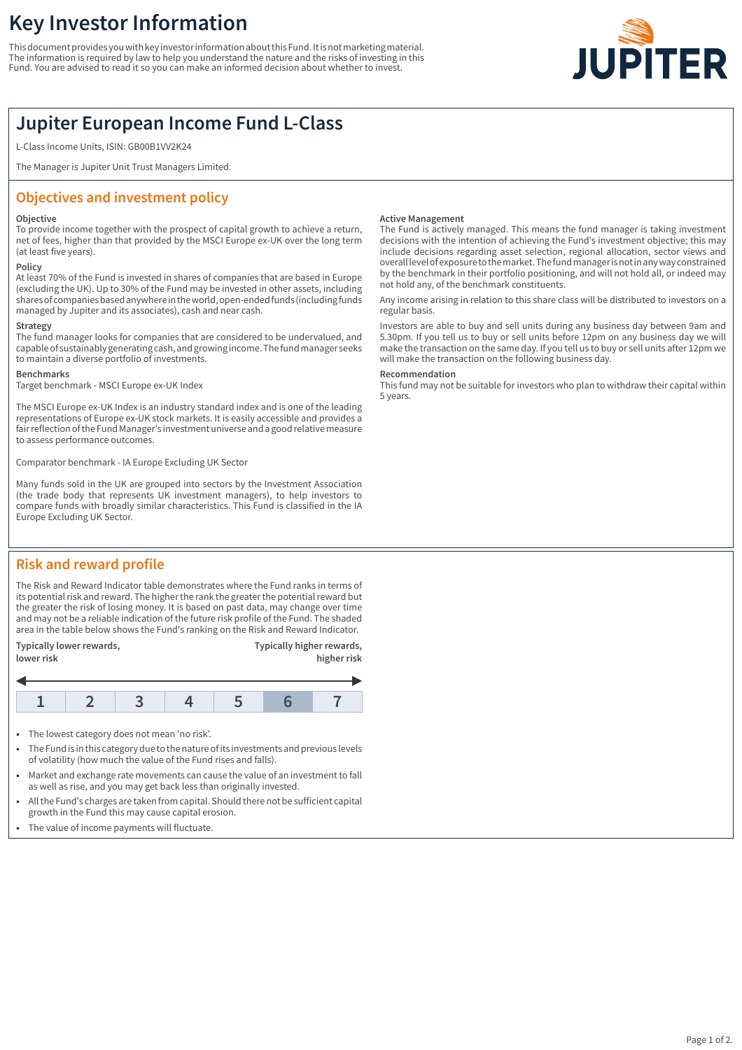# Key Investor Information

This document provides you with key investor information about this Fund. It is not marketing material. The information is required by law to help you understand the nature and the risks of investing in this Fund. You are advised to read it so you can make an informed decision about whether to invest.

## Jupiter European Income Fund L-Class

L-Class Income Units, ISIN: GB00B1VV2K24

The Manager is Jupiter Unit Trust Managers Limited.

## Objectives and investment policy

**Objective**

To provide income together with the prospect of capital growth to achieve a return, net of fees, higher than that provided by the MSCI Europe ex-UK over the long term (at least five years).

**Policy**

At least 70% of the Fund is invested in shares of companies that are based in Europe (excluding the UK). Up to 30% of the Fund may be invested in other assets, including shares of companies based anywhere in the world, open-ended funds (including funds managed by Jupiter and its associates), cash and near cash.

**Strategy**

The fund manager looks for companies that are considered to be undervalued, and capable of sustainably generating cash, and growing income. The fund manager seeks to maintain a diverse portfolio of investments.

**Benchmarks**

Target benchmark - MSCI Europe ex-UK Index

The MSCI Europe ex-UK Index is an industry standard index and is one of the leading representations of Europe ex-UK stock markets. It is easily accessible and provides a fair reflection of the Fund Manager's investment universe and a good relative measure to assess performance outcomes.

Comparator benchmark - IA Europe Excluding UK Sector

Many funds sold in the UK are grouped into sectors by the Investment Association (the trade body that represents UK investment managers), to help investors to compare funds with broadly similar characteristics. This Fund is classified in the IA Europe Excluding UK Sector.

**Active Management**

The Fund is actively managed. This means the fund manager is taking investment decisions with the intention of achieving the Fund's investment objective; this may include decisions regarding asset selection, regional allocation, sector views and overall level of exposure to the market. The fund manager is not in any way constrained by the benchmark in their portfolio positioning, and will not hold all, or indeed may not hold any, of the benchmark constituents.

Any income arising in relation to this share class will be distributed to investors on a regular basis.

Investors are able to buy and sell units during any business day between 9am and 5.30pm. If you tell us to buy or sell units before 12pm on any business day we will make the transaction on the same day. If you tell us to buy or sell units after 12pm we will make the transaction on the following business day.

**Recommendation**

This fund may not be suitable for investors who plan to withdraw their capital within 5 years.

## Risk and reward profile

The Risk and Reward Indicator table demonstrates where the Fund ranks in terms of its potential risk and reward. The higher the rank the greater the potential reward but the greater the risk of losing money. It is based on past data, may change over time and may not be a reliable indication of the future risk profile of the Fund. The shaded area in the table below shows the Fund's ranking on the Risk and Reward Indicator.

**Typically lower rewards, lower risk** ← → **Typically higher rewards, higher risk**

| 1 | 2 | 3 | 4 | 5 | **6** | 7 |
|---|---|---|---|---|---|---|

- The lowest category does not mean 'no risk'.
- The Fund is in this category due to the nature of its investments and previous levels of volatility (how much the value of the Fund rises and falls).
- Market and exchange rate movements can cause the value of an investment to fall as well as rise, and you may get back less than originally invested.
- All the Fund's charges are taken from capital. Should there not be sufficient capital growth in the Fund this may cause capital erosion.
- The value of income payments will fluctuate.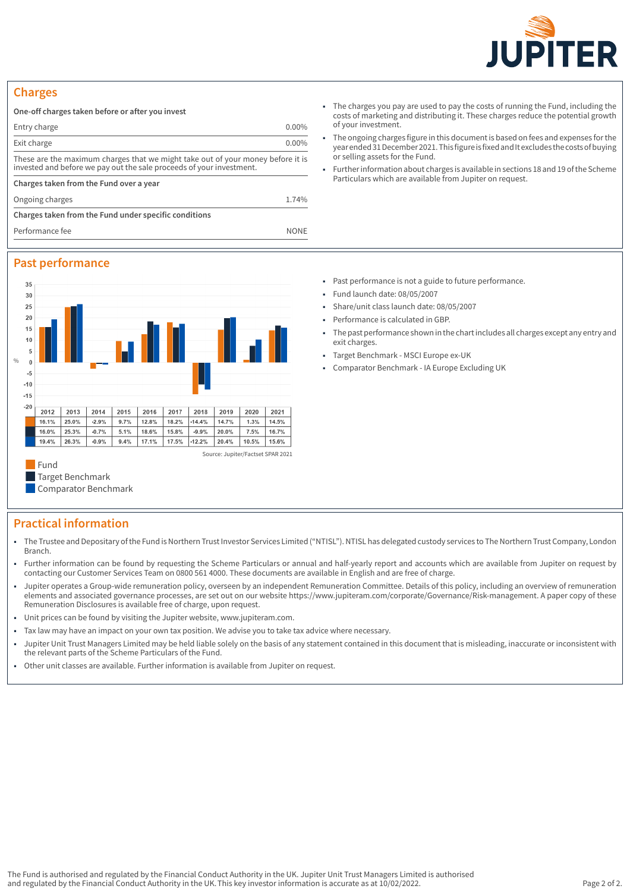## Charges

| One-off charges taken before or after you invest | |
|---|---|
| Entry charge | 0.00% |
| Exit charge | 0.00% |

These are the maximum charges that we might take out of your money before it is invested and before we pay out the sale proceeds of your investment.

| Charges taken from the Fund over a year | |
|---|---|
| Ongoing charges | 1.74% |

| Charges taken from the Fund under specific conditions | |
|---|---|
| Performance fee | NONE |

- The charges you pay are used to pay the costs of running the Fund, including the costs of marketing and distributing it. These charges reduce the potential growth of your investment.
- The ongoing charges figure in this document is based on fees and expenses for the year ended 31 December 2021. This figure is fixed and It excludes the costs of buying or selling assets for the Fund.
- Further information about charges is available in sections 18 and 19 of the Scheme Particulars which are available from Jupiter on request.

## Past performance

%

35
30
25
20
15
10
5
0
-5
-10
-15
-20

| | 2012 | 2013 | 2014 | 2015 | 2016 | 2017 | 2018 | 2019 | 2020 | 2021 |
|---|---|---|---|---|---|---|---|---|---|---|
| Fund | 16.1% | 25.0% | -2.9% | 9.7% | 12.8% | 18.2% | -14.4% | 14.7% | 1.3% | 14.5% |
| Target Benchmark | 16.0% | 25.3% | -0.7% | 5.1% | 18.6% | 15.8% | -9.9% | 20.0% | 7.5% | 16.7% |
| Comparator Benchmark | 19.4% | 26.3% | -0.9% | 9.4% | 17.1% | 17.5% | -12.2% | 20.4% | 10.5% | 15.6% |

Source: Jupiter/Factset SPAR 2021

Fund
Target Benchmark
Comparator Benchmark

- Past performance is not a guide to future performance.
- Fund launch date: 08/05/2007
- Share/unit class launch date: 08/05/2007
- Performance is calculated in GBP.
- The past performance shown in the chart includes all charges except any entry and exit charges.
- Target Benchmark - MSCI Europe ex-UK
- Comparator Benchmark - IA Europe Excluding UK

## Practical information

- The Trustee and Depositary of the Fund is Northern Trust Investor Services Limited ("NTISL"). NTISL has delegated custody services to The Northern Trust Company, London Branch.
- Further information can be found by requesting the Scheme Particulars or annual and half-yearly report and accounts which are available from Jupiter on request by contacting our Customer Services Team on 0800 561 4000. These documents are available in English and are free of charge.
- Jupiter operates a Group-wide remuneration policy, overseen by an independent Remuneration Committee. Details of this policy, including an overview of remuneration elements and associated governance processes, are set out on our website https://www.jupiteram.com/corporate/Governance/Risk-management. A paper copy of these Remuneration Disclosures is available free of charge, upon request.
- Unit prices can be found by visiting the Jupiter website, www.jupiteram.com.
- Tax law may have an impact on your own tax position. We advise you to take tax advice where necessary.
- Jupiter Unit Trust Managers Limited may be held liable solely on the basis of any statement contained in this document that is misleading, inaccurate or inconsistent with the relevant parts of the Scheme Particulars of the Fund.
- Other unit classes are available. Further information is available from Jupiter on request.

The Fund is authorised and regulated by the Financial Conduct Authority in the UK. Jupiter Unit Trust Managers Limited is authorised and regulated by the Financial Conduct Authority in the UK. This key investor information is accurate as at 10/02/2022.